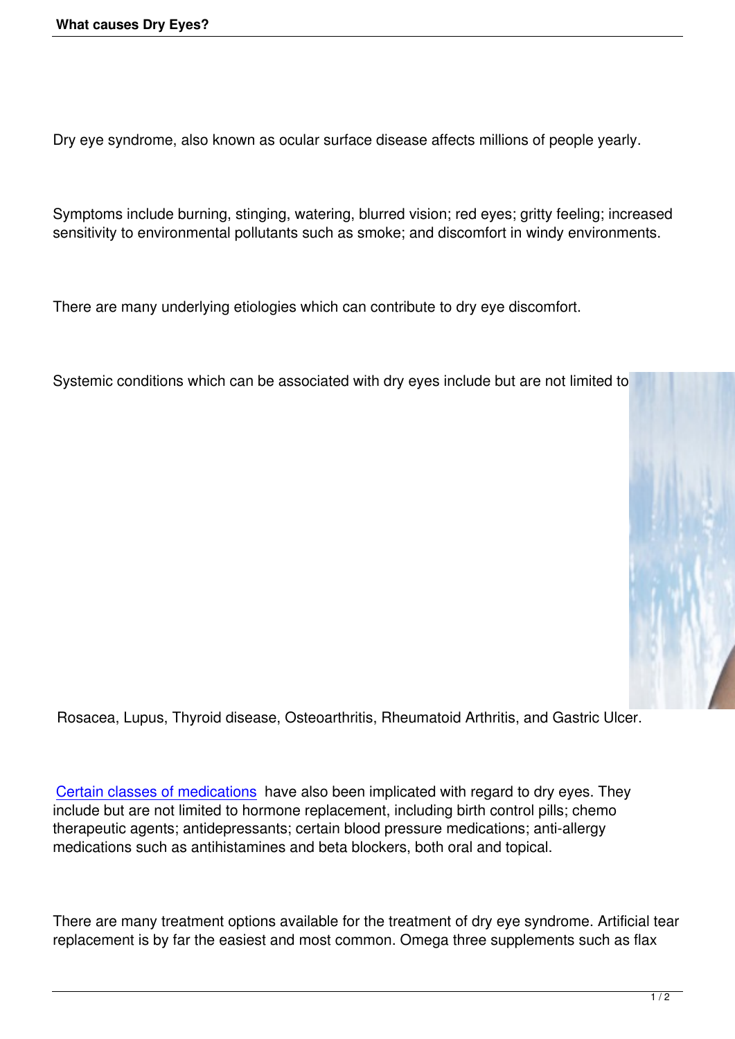# What causes Dry Eyes?

Dry eye syndrome, also known as ocular surface disease affects millions of people yearly.

Symptoms include burning, stinging, watering, blurred vision; red eyes; gritty feeling; increased sensitivity to environmental pollutants such as smoke; and discomfort in windy environments.

There are many underlying etiologies which can contribute to dry eye discomfort.

Systemic conditions which can be associated with dry eyes include but are not limited to Rosacea, Lupus, Thyroid disease, Osteoarthritis, Rheumatoid Arthritis, and Gastric Ulcer.

[Certain classes of medications] have also been implicated with regard to dry eyes. They include but are not limited to hormone replacement, including birth control pills; chemo therapeutic agents; antidepressants; certain blood pressure medications; anti-allergy medications such as antihistamines and beta blockers, both oral and topical.

There are many treatment options available for the treatment of dry eye syndrome. Artificial tear replacement is by far the easiest and most common. Omega three supplements such as flax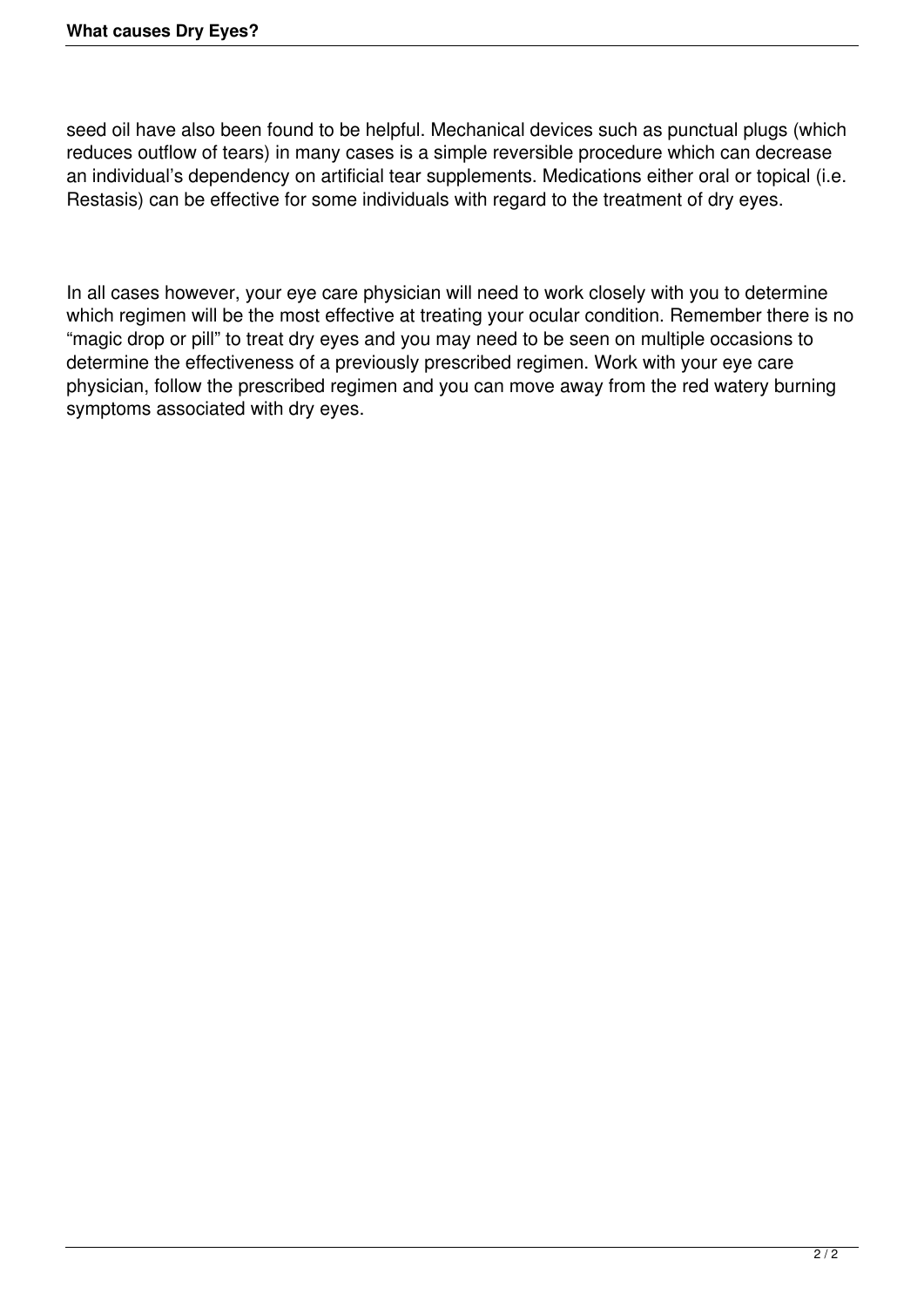seed oil have also been found to be helpful. Mechanical devices such as punctual plugs (which reduces outflow of tears) in many cases is a simple reversible procedure which can decrease an individual's dependency on artificial tear supplements. Medications either oral or topical (i.e. Restasis) can be effective for some individuals with regard to the treatment of dry eyes.

In all cases however, your eye care physician will need to work closely with you to determine which regimen will be the most effective at treating your ocular condition. Remember there is no "magic drop or pill" to treat dry eyes and you may need to be seen on multiple occasions to determine the effectiveness of a previously prescribed regimen. Work with your eye care physician, follow the prescribed regimen and you can move away from the red watery burning symptoms associated with dry eyes.